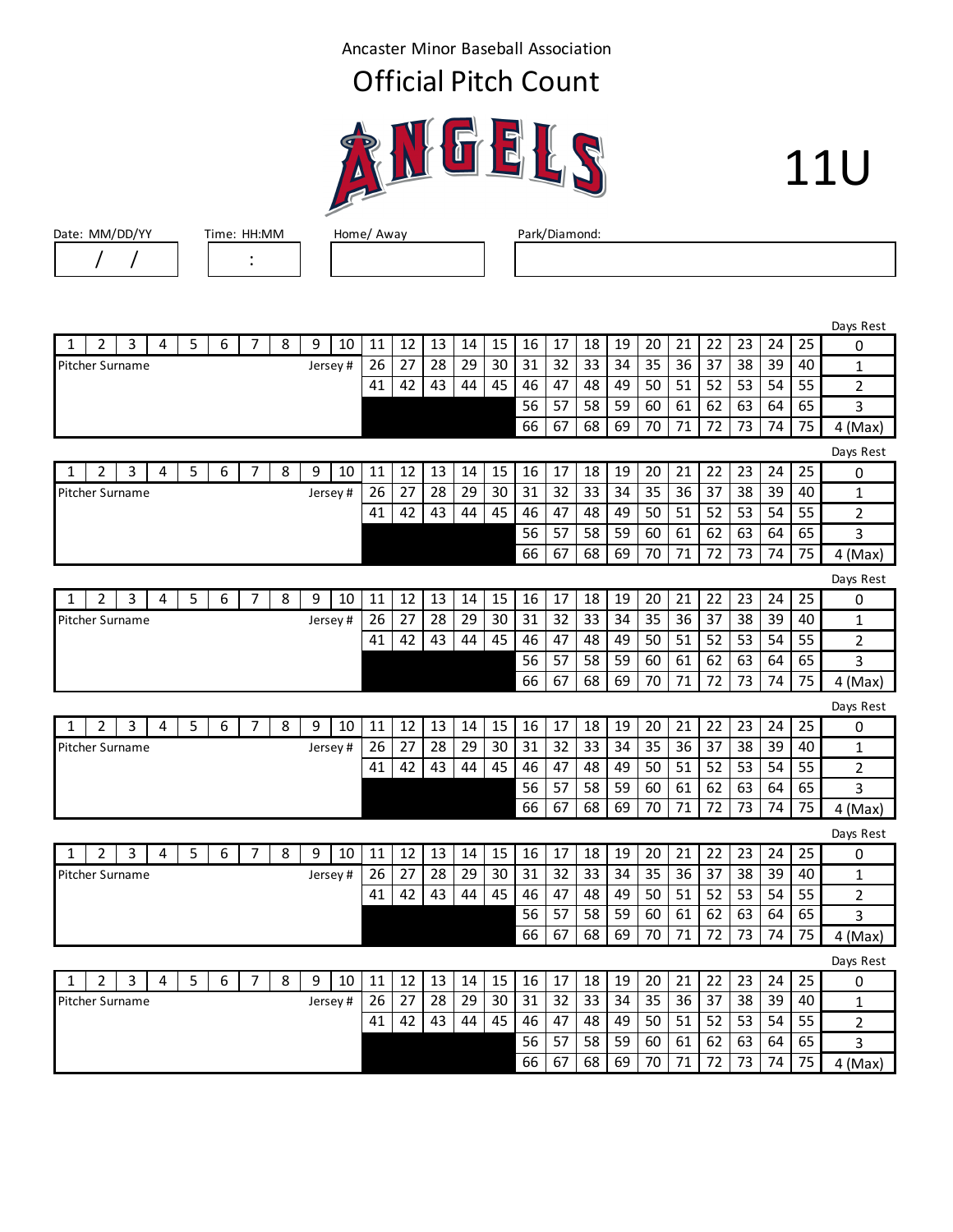Ancaster Minor Baseball Association

# Official Pitch Count

ANGELS

11U

| Date: MM/DD/YY | Time: HH:MM | Home/ Away | Park/Diamond: |
|---|---|---|---|
| / / | : | | |

| 1 | 2 | 3 | 4 | 5 | 6 | 7 | 8 | 9 | 10 | 11 | 12 | 13 | 14 | 15 | 16 | 17 | 18 | 19 | 20 | 21 | 22 | 23 | 24 | 25 | Days Rest 0 |
|---|---|---|---|---|---|---|---|---|---|---|---|---|---|---|---|---|---|---|---|---|---|---|---|---|---|
| Pitcher Surname | | | | | | | | Jersey # | | 26 | 27 | 28 | 29 | 30 | 31 | 32 | 33 | 34 | 35 | 36 | 37 | 38 | 39 | 40 | 1 |
| | | | | | | | | | | 41 | 42 | 43 | 44 | 45 | 46 | 47 | 48 | 49 | 50 | 51 | 52 | 53 | 54 | 55 | 2 |
| | | | | | | | | | | | | | | | 56 | 57 | 58 | 59 | 60 | 61 | 62 | 63 | 64 | 65 | 3 |
| | | | | | | | | | | | | | | | 66 | 67 | 68 | 69 | 70 | 71 | 72 | 73 | 74 | 75 | 4 (Max) |

| 1 | 2 | 3 | 4 | 5 | 6 | 7 | 8 | 9 | 10 | 11 | 12 | 13 | 14 | 15 | 16 | 17 | 18 | 19 | 20 | 21 | 22 | 23 | 24 | 25 | Days Rest 0 |
|---|---|---|---|---|---|---|---|---|---|---|---|---|---|---|---|---|---|---|---|---|---|---|---|---|---|
| Pitcher Surname | | | | | | | | Jersey # | | 26 | 27 | 28 | 29 | 30 | 31 | 32 | 33 | 34 | 35 | 36 | 37 | 38 | 39 | 40 | 1 |
| | | | | | | | | | | 41 | 42 | 43 | 44 | 45 | 46 | 47 | 48 | 49 | 50 | 51 | 52 | 53 | 54 | 55 | 2 |
| | | | | | | | | | | | | | | | 56 | 57 | 58 | 59 | 60 | 61 | 62 | 63 | 64 | 65 | 3 |
| | | | | | | | | | | | | | | | 66 | 67 | 68 | 69 | 70 | 71 | 72 | 73 | 74 | 75 | 4 (Max) |

| 1 | 2 | 3 | 4 | 5 | 6 | 7 | 8 | 9 | 10 | 11 | 12 | 13 | 14 | 15 | 16 | 17 | 18 | 19 | 20 | 21 | 22 | 23 | 24 | 25 | Days Rest 0 |
|---|---|---|---|---|---|---|---|---|---|---|---|---|---|---|---|---|---|---|---|---|---|---|---|---|---|
| Pitcher Surname | | | | | | | | Jersey # | | 26 | 27 | 28 | 29 | 30 | 31 | 32 | 33 | 34 | 35 | 36 | 37 | 38 | 39 | 40 | 1 |
| | | | | | | | | | | 41 | 42 | 43 | 44 | 45 | 46 | 47 | 48 | 49 | 50 | 51 | 52 | 53 | 54 | 55 | 2 |
| | | | | | | | | | | | | | | | 56 | 57 | 58 | 59 | 60 | 61 | 62 | 63 | 64 | 65 | 3 |
| | | | | | | | | | | | | | | | 66 | 67 | 68 | 69 | 70 | 71 | 72 | 73 | 74 | 75 | 4 (Max) |

| 1 | 2 | 3 | 4 | 5 | 6 | 7 | 8 | 9 | 10 | 11 | 12 | 13 | 14 | 15 | 16 | 17 | 18 | 19 | 20 | 21 | 22 | 23 | 24 | 25 | Days Rest 0 |
|---|---|---|---|---|---|---|---|---|---|---|---|---|---|---|---|---|---|---|---|---|---|---|---|---|---|
| Pitcher Surname | | | | | | | | Jersey # | | 26 | 27 | 28 | 29 | 30 | 31 | 32 | 33 | 34 | 35 | 36 | 37 | 38 | 39 | 40 | 1 |
| | | | | | | | | | | 41 | 42 | 43 | 44 | 45 | 46 | 47 | 48 | 49 | 50 | 51 | 52 | 53 | 54 | 55 | 2 |
| | | | | | | | | | | | | | | | 56 | 57 | 58 | 59 | 60 | 61 | 62 | 63 | 64 | 65 | 3 |
| | | | | | | | | | | | | | | | 66 | 67 | 68 | 69 | 70 | 71 | 72 | 73 | 74 | 75 | 4 (Max) |

| 1 | 2 | 3 | 4 | 5 | 6 | 7 | 8 | 9 | 10 | 11 | 12 | 13 | 14 | 15 | 16 | 17 | 18 | 19 | 20 | 21 | 22 | 23 | 24 | 25 | Days Rest 0 |
|---|---|---|---|---|---|---|---|---|---|---|---|---|---|---|---|---|---|---|---|---|---|---|---|---|---|
| Pitcher Surname | | | | | | | | Jersey # | | 26 | 27 | 28 | 29 | 30 | 31 | 32 | 33 | 34 | 35 | 36 | 37 | 38 | 39 | 40 | 1 |
| | | | | | | | | | | 41 | 42 | 43 | 44 | 45 | 46 | 47 | 48 | 49 | 50 | 51 | 52 | 53 | 54 | 55 | 2 |
| | | | | | | | | | | | | | | | 56 | 57 | 58 | 59 | 60 | 61 | 62 | 63 | 64 | 65 | 3 |
| | | | | | | | | | | | | | | | 66 | 67 | 68 | 69 | 70 | 71 | 72 | 73 | 74 | 75 | 4 (Max) |

| 1 | 2 | 3 | 4 | 5 | 6 | 7 | 8 | 9 | 10 | 11 | 12 | 13 | 14 | 15 | 16 | 17 | 18 | 19 | 20 | 21 | 22 | 23 | 24 | 25 | Days Rest 0 |
|---|---|---|---|---|---|---|---|---|---|---|---|---|---|---|---|---|---|---|---|---|---|---|---|---|---|
| Pitcher Surname | | | | | | | | Jersey # | | 26 | 27 | 28 | 29 | 30 | 31 | 32 | 33 | 34 | 35 | 36 | 37 | 38 | 39 | 40 | 1 |
| | | | | | | | | | | 41 | 42 | 43 | 44 | 45 | 46 | 47 | 48 | 49 | 50 | 51 | 52 | 53 | 54 | 55 | 2 |
| | | | | | | | | | | | | | | | 56 | 57 | 58 | 59 | 60 | 61 | 62 | 63 | 64 | 65 | 3 |
| | | | | | | | | | | | | | | | 66 | 67 | 68 | 69 | 70 | 71 | 72 | 73 | 74 | 75 | 4 (Max) |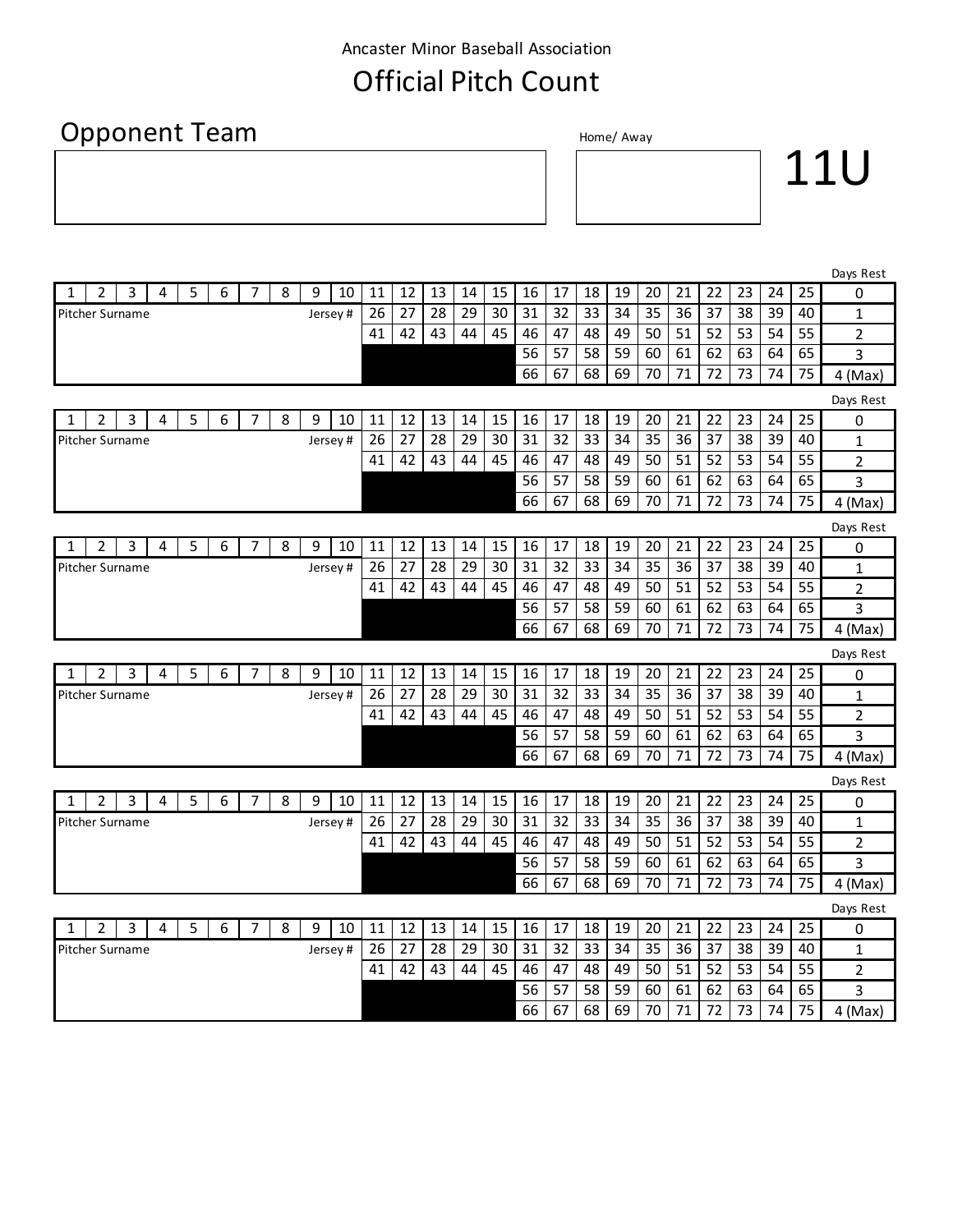Ancaster Minor Baseball Association

# Official Pitch Count

## Opponent Team

Home/ Away

# 11U

| | | | | | | | | | | | | | | | | | | | | | | | | | |
|---|---|---|---|---|---|---|---|---|---|---|---|---|---|---|---|---|---|---|---|---|---|---|---|---|---|
| | | | | | | | | | | | | | | | | | | | | | | | | | Days Rest |
| 1 | 2 | 3 | 4 | 5 | 6 | 7 | 8 | 9 | 10 | 11 | 12 | 13 | 14 | 15 | 16 | 17 | 18 | 19 | 20 | 21 | 22 | 23 | 24 | 25 | 0 |
| Pitcher Surname | | | | | | | | | Jersey # | 26 | 27 | 28 | 29 | 30 | 31 | 32 | 33 | 34 | 35 | 36 | 37 | 38 | 39 | 40 | 1 |
| | | | | | | | | | | 41 | 42 | 43 | 44 | 45 | 46 | 47 | 48 | 49 | 50 | 51 | 52 | 53 | 54 | 55 | 2 |
| | | | | | | | | | | | | | | | 56 | 57 | 58 | 59 | 60 | 61 | 62 | 63 | 64 | 65 | 3 |
| | | | | | | | | | | | | | | | 66 | 67 | 68 | 69 | 70 | 71 | 72 | 73 | 74 | 75 | 4 (Max) |

| | | | | | | | | | | | | | | | | | | | | | | | | | |
|---|---|---|---|---|---|---|---|---|---|---|---|---|---|---|---|---|---|---|---|---|---|---|---|---|---|
| | | | | | | | | | | | | | | | | | | | | | | | | | Days Rest |
| 1 | 2 | 3 | 4 | 5 | 6 | 7 | 8 | 9 | 10 | 11 | 12 | 13 | 14 | 15 | 16 | 17 | 18 | 19 | 20 | 21 | 22 | 23 | 24 | 25 | 0 |
| Pitcher Surname | | | | | | | | | Jersey # | 26 | 27 | 28 | 29 | 30 | 31 | 32 | 33 | 34 | 35 | 36 | 37 | 38 | 39 | 40 | 1 |
| | | | | | | | | | | 41 | 42 | 43 | 44 | 45 | 46 | 47 | 48 | 49 | 50 | 51 | 52 | 53 | 54 | 55 | 2 |
| | | | | | | | | | | | | | | | 56 | 57 | 58 | 59 | 60 | 61 | 62 | 63 | 64 | 65 | 3 |
| | | | | | | | | | | | | | | | 66 | 67 | 68 | 69 | 70 | 71 | 72 | 73 | 74 | 75 | 4 (Max) |

| | | | | | | | | | | | | | | | | | | | | | | | | | |
|---|---|---|---|---|---|---|---|---|---|---|---|---|---|---|---|---|---|---|---|---|---|---|---|---|---|
| | | | | | | | | | | | | | | | | | | | | | | | | | Days Rest |
| 1 | 2 | 3 | 4 | 5 | 6 | 7 | 8 | 9 | 10 | 11 | 12 | 13 | 14 | 15 | 16 | 17 | 18 | 19 | 20 | 21 | 22 | 23 | 24 | 25 | 0 |
| Pitcher Surname | | | | | | | | | Jersey # | 26 | 27 | 28 | 29 | 30 | 31 | 32 | 33 | 34 | 35 | 36 | 37 | 38 | 39 | 40 | 1 |
| | | | | | | | | | | 41 | 42 | 43 | 44 | 45 | 46 | 47 | 48 | 49 | 50 | 51 | 52 | 53 | 54 | 55 | 2 |
| | | | | | | | | | | | | | | | 56 | 57 | 58 | 59 | 60 | 61 | 62 | 63 | 64 | 65 | 3 |
| | | | | | | | | | | | | | | | 66 | 67 | 68 | 69 | 70 | 71 | 72 | 73 | 74 | 75 | 4 (Max) |

| | | | | | | | | | | | | | | | | | | | | | | | | | |
|---|---|---|---|---|---|---|---|---|---|---|---|---|---|---|---|---|---|---|---|---|---|---|---|---|---|
| | | | | | | | | | | | | | | | | | | | | | | | | | Days Rest |
| 1 | 2 | 3 | 4 | 5 | 6 | 7 | 8 | 9 | 10 | 11 | 12 | 13 | 14 | 15 | 16 | 17 | 18 | 19 | 20 | 21 | 22 | 23 | 24 | 25 | 0 |
| Pitcher Surname | | | | | | | | | Jersey # | 26 | 27 | 28 | 29 | 30 | 31 | 32 | 33 | 34 | 35 | 36 | 37 | 38 | 39 | 40 | 1 |
| | | | | | | | | | | 41 | 42 | 43 | 44 | 45 | 46 | 47 | 48 | 49 | 50 | 51 | 52 | 53 | 54 | 55 | 2 |
| | | | | | | | | | | | | | | | 56 | 57 | 58 | 59 | 60 | 61 | 62 | 63 | 64 | 65 | 3 |
| | | | | | | | | | | | | | | | 66 | 67 | 68 | 69 | 70 | 71 | 72 | 73 | 74 | 75 | 4 (Max) |

| | | | | | | | | | | | | | | | | | | | | | | | | | |
|---|---|---|---|---|---|---|---|---|---|---|---|---|---|---|---|---|---|---|---|---|---|---|---|---|---|
| | | | | | | | | | | | | | | | | | | | | | | | | | Days Rest |
| 1 | 2 | 3 | 4 | 5 | 6 | 7 | 8 | 9 | 10 | 11 | 12 | 13 | 14 | 15 | 16 | 17 | 18 | 19 | 20 | 21 | 22 | 23 | 24 | 25 | 0 |
| Pitcher Surname | | | | | | | | | Jersey # | 26 | 27 | 28 | 29 | 30 | 31 | 32 | 33 | 34 | 35 | 36 | 37 | 38 | 39 | 40 | 1 |
| | | | | | | | | | | 41 | 42 | 43 | 44 | 45 | 46 | 47 | 48 | 49 | 50 | 51 | 52 | 53 | 54 | 55 | 2 |
| | | | | | | | | | | | | | | | 56 | 57 | 58 | 59 | 60 | 61 | 62 | 63 | 64 | 65 | 3 |
| | | | | | | | | | | | | | | | 66 | 67 | 68 | 69 | 70 | 71 | 72 | 73 | 74 | 75 | 4 (Max) |

| | | | | | | | | | | | | | | | | | | | | | | | | | |
|---|---|---|---|---|---|---|---|---|---|---|---|---|---|---|---|---|---|---|---|---|---|---|---|---|---|
| | | | | | | | | | | | | | | | | | | | | | | | | | Days Rest |
| 1 | 2 | 3 | 4 | 5 | 6 | 7 | 8 | 9 | 10 | 11 | 12 | 13 | 14 | 15 | 16 | 17 | 18 | 19 | 20 | 21 | 22 | 23 | 24 | 25 | 0 |
| Pitcher Surname | | | | | | | | | Jersey # | 26 | 27 | 28 | 29 | 30 | 31 | 32 | 33 | 34 | 35 | 36 | 37 | 38 | 39 | 40 | 1 |
| | | | | | | | | | | 41 | 42 | 43 | 44 | 45 | 46 | 47 | 48 | 49 | 50 | 51 | 52 | 53 | 54 | 55 | 2 |
| | | | | | | | | | | | | | | | 56 | 57 | 58 | 59 | 60 | 61 | 62 | 63 | 64 | 65 | 3 |
| | | | | | | | | | | | | | | | 66 | 67 | 68 | 69 | 70 | 71 | 72 | 73 | 74 | 75 | 4 (Max) |